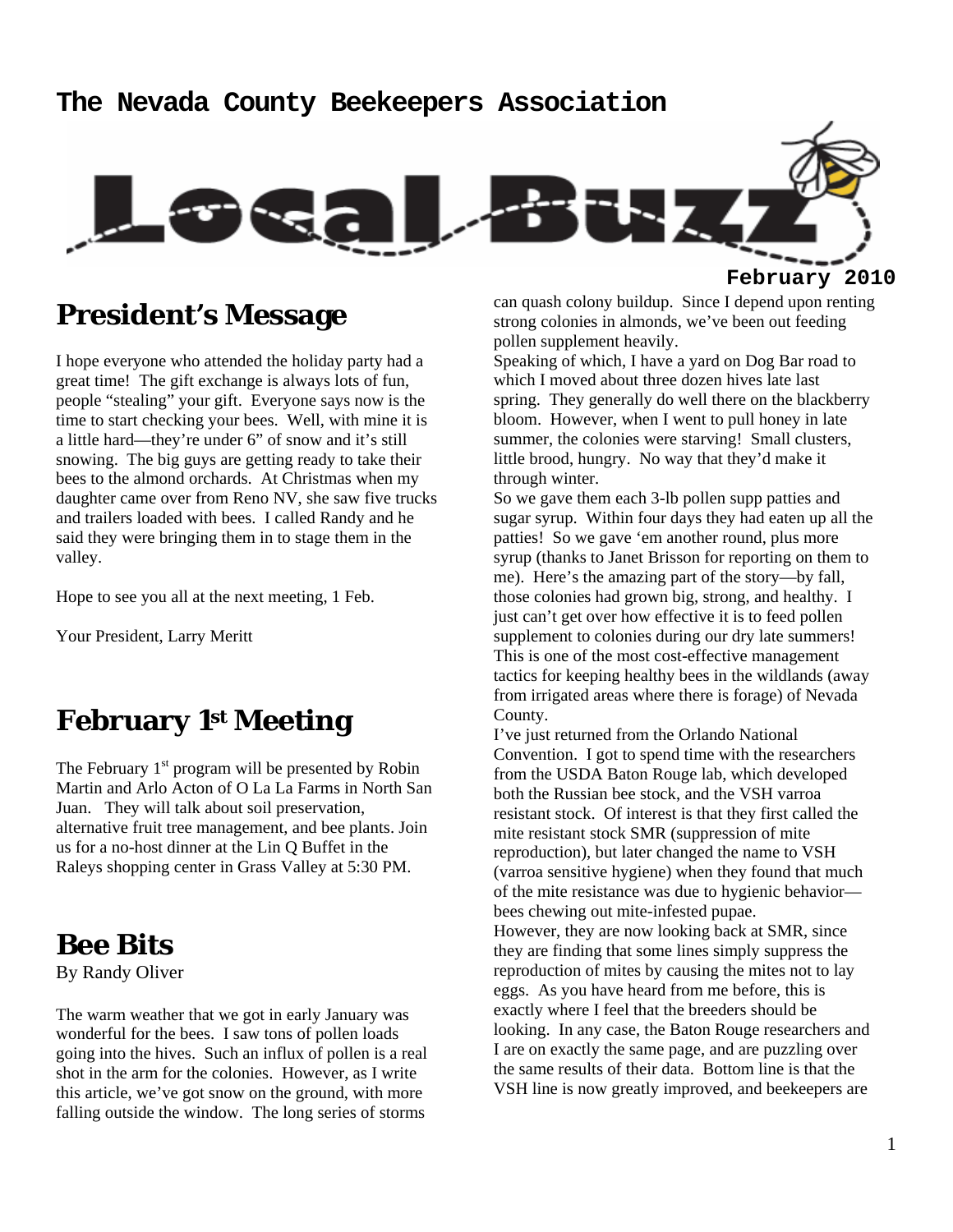# The Nevada County Beekeepers Association

# Local Buzz

**February 2010**

## President's Message

I hope everyone who attended the holiday party had a great time! The gift exchange is always lots of fun, people "stealing" your gift. Everyone says now is the time to start checking your bees. Well, with mine it is a little hard—they're under 6" of snow and it's still snowing. The big guys are getting ready to take their bees to the almond orchards. At Christmas when my daughter came over from Reno NV, she saw five trucks and trailers loaded with bees. I called Randy and he said they were bringing them in to stage them in the valley.

Hope to see you all at the next meeting, 1 Feb.

Your President, Larry Meritt

## February 1st Meeting

The February 1st program will be presented by Robin Martin and Arlo Acton of O La La Farms in North San Juan. They will talk about soil preservation, alternative fruit tree management, and bee plants. Join us for a no-host dinner at the Lin Q Buffet in the Raleys shopping center in Grass Valley at 5:30 PM.

## Bee Bits

By Randy Oliver

The warm weather that we got in early January was wonderful for the bees. I saw tons of pollen loads going into the hives. Such an influx of pollen is a real shot in the arm for the colonies. However, as I write this article, we've got snow on the ground, with more falling outside the window. The long series of storms can quash colony buildup. Since I depend upon renting strong colonies in almonds, we've been out feeding pollen supplement heavily.

Speaking of which, I have a yard on Dog Bar road to which I moved about three dozen hives late last spring. They generally do well there on the blackberry bloom. However, when I went to pull honey in late summer, the colonies were starving! Small clusters, little brood, hungry. No way that they'd make it through winter.

So we gave them each 3-lb pollen supp patties and sugar syrup. Within four days they had eaten up all the patties! So we gave 'em another round, plus more syrup (thanks to Janet Brisson for reporting on them to me). Here's the amazing part of the story—by fall, those colonies had grown big, strong, and healthy. I just can't get over how effective it is to feed pollen supplement to colonies during our dry late summers! This is one of the most cost-effective management tactics for keeping healthy bees in the wildlands (away from irrigated areas where there is forage) of Nevada County.

I've just returned from the Orlando National Convention. I got to spend time with the researchers from the USDA Baton Rouge lab, which developed both the Russian bee stock, and the VSH varroa resistant stock. Of interest is that they first called the mite resistant stock SMR (suppression of mite reproduction), but later changed the name to VSH (varroa sensitive hygiene) when they found that much of the mite resistance was due to hygienic behavior—bees chewing out mite-infested pupae.

However, they are now looking back at SMR, since they are finding that some lines simply suppress the reproduction of mites by causing the mites not to lay eggs. As you have heard from me before, this is exactly where I feel that the breeders should be looking. In any case, the Baton Rouge researchers and I are on exactly the same page, and are puzzling over the same results of their data. Bottom line is that the VSH line is now greatly improved, and beekeepers are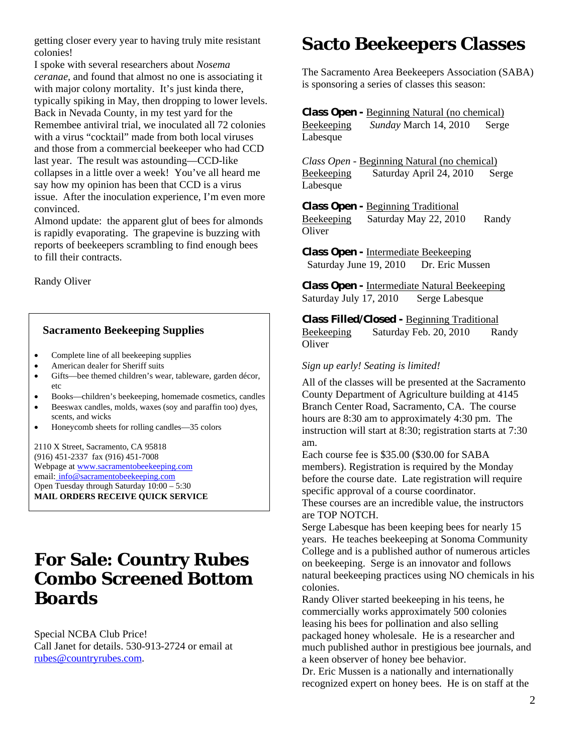getting closer every year to having truly mite resistant colonies!

I spoke with several researchers about *Nosema ceranae*, and found that almost no one is associating it with major colony mortality. It's just kinda there, typically spiking in May, then dropping to lower levels.

Back in Nevada County, in my test yard for the Remembee antiviral trial, we inoculated all 72 colonies with a virus "cocktail" made from both local viruses and those from a commercial beekeeper who had CCD last year. The result was astounding—CCD-like collapses in a little over a week! You've all heard me say how my opinion has been that CCD is a virus issue. After the inoculation experience, I'm even more convinced.

Almond update: the apparent glut of bees for almonds is rapidly evaporating. The grapevine is buzzing with reports of beekeepers scrambling to find enough bees to fill their contracts.

Randy Oliver

**Sacramento Beekeeping Supplies**

- Complete line of all beekeeping supplies
- American dealer for Sheriff suits
- Gifts—bee themed children's wear, tableware, garden décor, etc
- Books—children's beekeeping, homemade cosmetics, candles
- Beeswax candles, molds, waxes (soy and paraffin too) dyes, scents, and wicks
- Honeycomb sheets for rolling candles—35 colors

2110 X Street, Sacramento, CA 95818
(916) 451-2337 fax (916) 451-7008
Webpage at www.sacramentobeekeeping.com
email: info@sacramentobeekeeping.com
Open Tuesday through Saturday 10:00 – 5:30
**MAIL ORDERS RECEIVE QUICK SERVICE**

# For Sale: Country Rubes Combo Screened Bottom Boards

Special NCBA Club Price!
Call Janet for details. 530-913-2724 or email at rubes@countryrubes.com.

# Sacto Beekeepers Classes

The Sacramento Area Beekeepers Association (SABA) is sponsoring a series of classes this season:

**Class Open -** Beginning Natural (no chemical) Beekeeping *Sunday* March 14, 2010 Serge Labesque

*Class Open* - Beginning Natural (no chemical) Beekeeping Saturday April 24, 2010 Serge Labesque

**Class Open -** Beginning Traditional Beekeeping Saturday May 22, 2010 Randy Oliver

**Class Open -** Intermediate Beekeeping Saturday June 19, 2010 Dr. Eric Mussen

**Class Open -** Intermediate Natural Beekeeping Saturday July 17, 2010 Serge Labesque

**Class Filled/Closed -** Beginning Traditional Beekeeping Saturday Feb. 20, 2010 Randy Oliver

*Sign up early! Seating is limited!*

All of the classes will be presented at the Sacramento County Department of Agriculture building at 4145 Branch Center Road, Sacramento, CA. The course hours are 8:30 am to approximately 4:30 pm. The instruction will start at 8:30; registration starts at 7:30 am.

Each course fee is $35.00 ($30.00 for SABA members). Registration is required by the Monday before the course date. Late registration will require specific approval of a course coordinator.

These courses are an incredible value, the instructors are TOP NOTCH.

Serge Labesque has been keeping bees for nearly 15 years. He teaches beekeeping at Sonoma Community College and is a published author of numerous articles on beekeeping. Serge is an innovator and follows natural beekeeping practices using NO chemicals in his colonies.

Randy Oliver started beekeeping in his teens, he commercially works approximately 500 colonies leasing his bees for pollination and also selling packaged honey wholesale. He is a researcher and much published author in prestigious bee journals, and a keen observer of honey bee behavior.

Dr. Eric Mussen is a nationally and internationally recognized expert on honey bees. He is on staff at the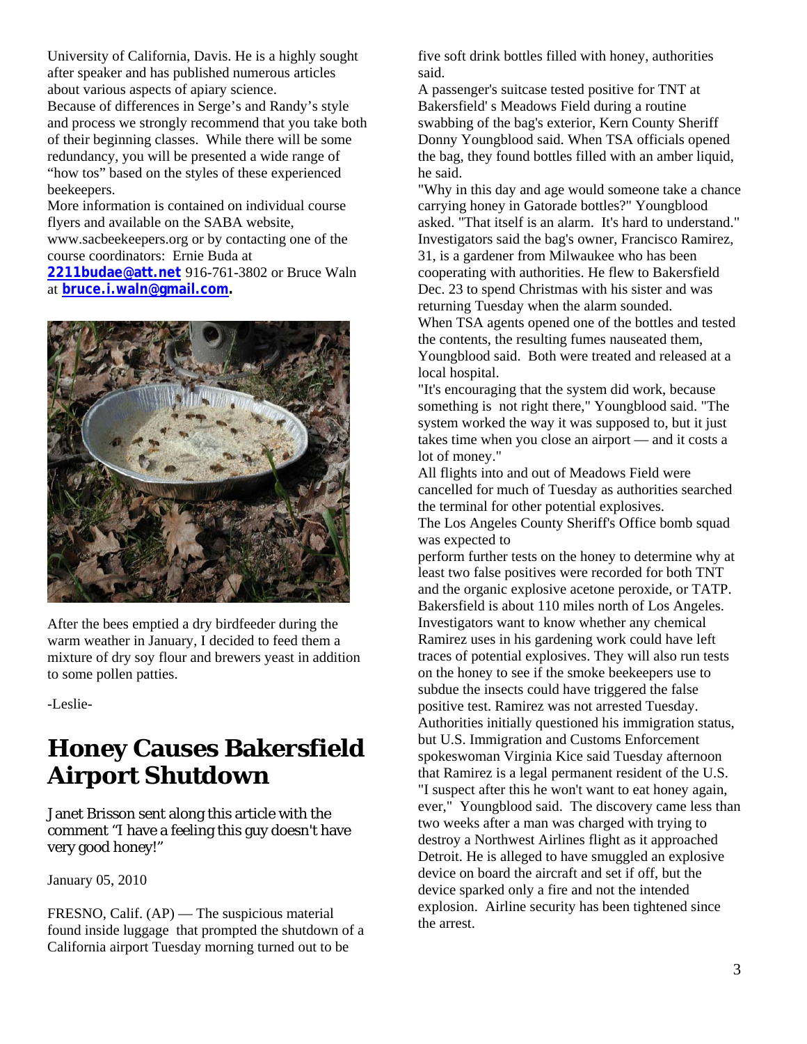University of California, Davis. He is a highly sought after speaker and has published numerous articles about various aspects of apiary science.

Because of differences in Serge's and Randy's style and process we strongly recommend that you take both of their beginning classes. While there will be some redundancy, you will be presented a wide range of "how tos" based on the styles of these experienced beekeepers.

More information is contained on individual course flyers and available on the SABA website, www.sacbeekeepers.org or by contacting one of the course coordinators: Ernie Buda at **2211budae@att.net** 916-761-3802 or Bruce Waln at **bruce.i.waln@gmail.com.**

After the bees emptied a dry birdfeeder during the warm weather in January, I decided to feed them a mixture of dry soy flour and brewers yeast in addition to some pollen patties.

-Leslie-

# Honey Causes Bakersfield Airport Shutdown

Janet Brisson sent along this article with the comment "I have a feeling this guy doesn't have very good honey!"

January 05, 2010

FRESNO, Calif. (AP) — The suspicious material found inside luggage that prompted the shutdown of a California airport Tuesday morning turned out to be five soft drink bottles filled with honey, authorities said.

A passenger's suitcase tested positive for TNT at Bakersfield' s Meadows Field during a routine swabbing of the bag's exterior, Kern County Sheriff Donny Youngblood said. When TSA officials opened the bag, they found bottles filled with an amber liquid, he said.

"Why in this day and age would someone take a chance carrying honey in Gatorade bottles?" Youngblood asked. "That itself is an alarm. It's hard to understand." Investigators said the bag's owner, Francisco Ramirez, 31, is a gardener from Milwaukee who has been cooperating with authorities. He flew to Bakersfield Dec. 23 to spend Christmas with his sister and was returning Tuesday when the alarm sounded.

When TSA agents opened one of the bottles and tested the contents, the resulting fumes nauseated them, Youngblood said. Both were treated and released at a local hospital.

"It's encouraging that the system did work, because something is not right there," Youngblood said. "The system worked the way it was supposed to, but it just takes time when you close an airport — and it costs a lot of money."

All flights into and out of Meadows Field were cancelled for much of Tuesday as authorities searched the terminal for other potential explosives.

The Los Angeles County Sheriff's Office bomb squad was expected to perform further tests on the honey to determine why at least two false positives were recorded for both TNT and the organic explosive acetone peroxide, or TATP. Bakersfield is about 110 miles north of Los Angeles. Investigators want to know whether any chemical Ramirez uses in his gardening work could have left traces of potential explosives. They will also run tests on the honey to see if the smoke beekeepers use to subdue the insects could have triggered the false positive test. Ramirez was not arrested Tuesday. Authorities initially questioned his immigration status, but U.S. Immigration and Customs Enforcement spokeswoman Virginia Kice said Tuesday afternoon that Ramirez is a legal permanent resident of the U.S. "I suspect after this he won't want to eat honey again, ever," Youngblood said. The discovery came less than two weeks after a man was charged with trying to destroy a Northwest Airlines flight as it approached Detroit. He is alleged to have smuggled an explosive device on board the aircraft and set if off, but the device sparked only a fire and not the intended explosion. Airline security has been tightened since the arrest.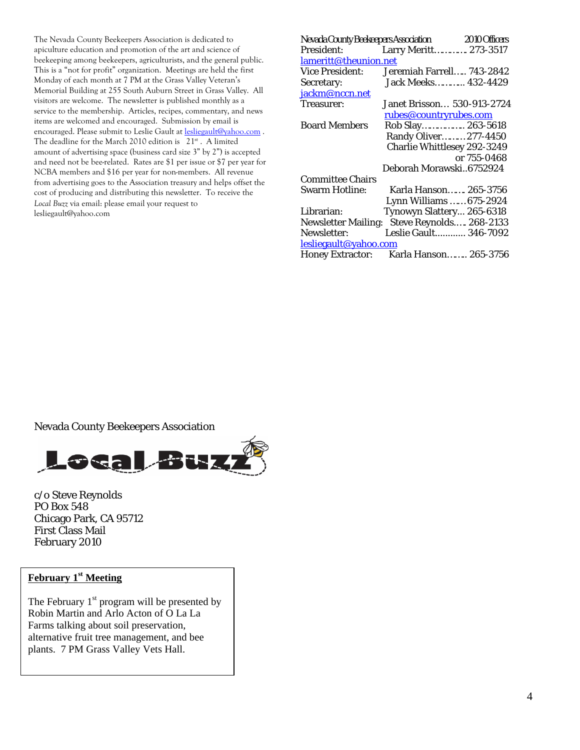The Nevada County Beekeepers Association is dedicated to apiculture education and promotion of the art and science of beekeeping among beekeepers, agriculturists, and the general public. This is a "not for profit" organization. Meetings are held the first Monday of each month at 7 PM at the Grass Valley Veteran's Memorial Building at 255 South Auburn Street in Grass Valley. All visitors are welcome. The newsletter is published monthly as a service to the membership. Articles, recipes, commentary, and news items are welcomed and encouraged. Submission by email is encouraged. Please submit to Leslie Gault at lesliegault@yahoo.com . The deadline for the March 2010 edition is 21st . A limited amount of advertising space (business card size 3" by 2") is accepted and need not be bee-related. Rates are $1 per issue or $7 per year for NCBA members and $16 per year for non-members. All revenue from advertising goes to the Association treasury and helps offset the cost of producing and distributing this newsletter. To receive the *Local Buzz* via email: please email your request to lesliegault@yahoo.com

**Nevada County Beekeepers Association 2010 Officers**

President: Larry Meritt………. 273-3517
lameritt@theunion.net
Vice President: Jeremiah Farrell…. 743-2842
Secretary: Jack Meeks………. 432-4429
jackm@nccn.net
Treasurer: Janet Brisson… 530-913-2724
rubes@countryrubes.com
Board Members: Rob Slay…………. 263-5618
Randy Oliver…….277-4450
Charlie Whittlesey 292-3249 or 755-0468
Deborah Morawski..6752924

Committee Chairs
Swarm Hotline: Karla Hanson…… 265-3756
Lynn Williams ……675-2924
Librarian: Tynowyn Slattery… 265-6318
Newsletter Mailing: Steve Reynolds…. 268-2133
Newsletter: Leslie Gault………… 346-7092
lesliegault@yahoo.com
Honey Extractor: Karla Hanson……. 265-3756

Nevada County Beekeepers Association

Local Buzz

c/o Steve Reynolds
PO Box 548
Chicago Park, CA 95712
First Class Mail
February 2010

## February 1st Meeting

The February 1st program will be presented by Robin Martin and Arlo Acton of O La La Farms talking about soil preservation, alternative fruit tree management, and bee plants. 7 PM Grass Valley Vets Hall.